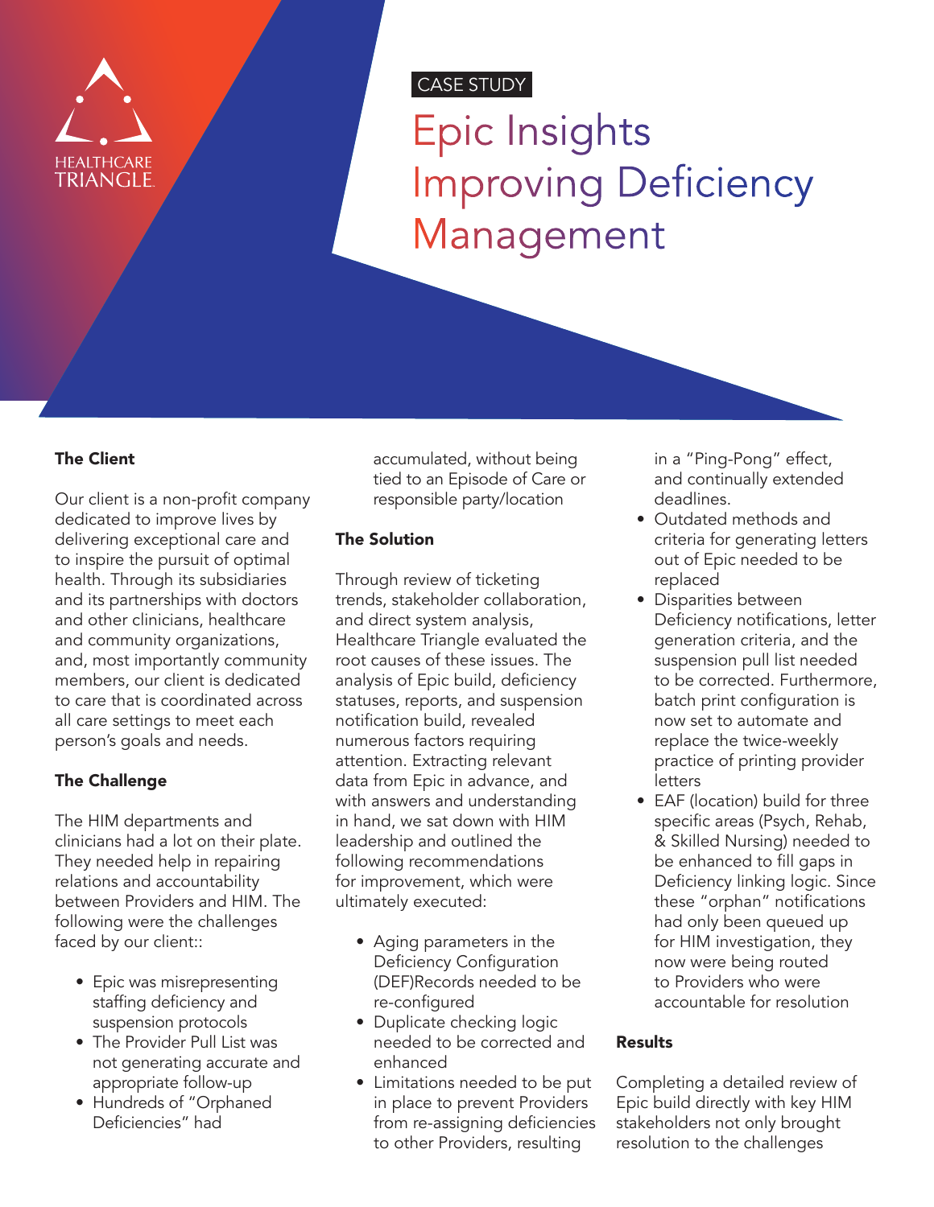HEALTHCARE TRIANGLE

CASE STUDY

# Epic Insights Improving Deficiency Management

### The Client

Our client is a non-profit company dedicated to improve lives by delivering exceptional care and to inspire the pursuit of optimal health. Through its subsidiaries and its partnerships with doctors and other clinicians, healthcare and community organizations, and, most importantly community members, our client is dedicated to care that is coordinated across all care settings to meet each person's goals and needs.

### The Challenge

The HIM departments and clinicians had a lot on their plate. They needed help in repairing relations and accountability between Providers and HIM. The following were the challenges faced by our client::

- Epic was misrepresenting staffing deficiency and suspension protocols
- The Provider Pull List was not generating accurate and appropriate follow-up
- Hundreds of "Orphaned Deficiencies" had accumulated, without being tied to an Episode of Care or responsible party/location

### The Solution

Through review of ticketing trends, stakeholder collaboration, and direct system analysis, Healthcare Triangle evaluated the root causes of these issues. The analysis of Epic build, deficiency statuses, reports, and suspension notification build, revealed numerous factors requiring attention. Extracting relevant data from Epic in advance, and with answers and understanding in hand, we sat down with HIM leadership and outlined the following recommendations for improvement, which were ultimately executed:

- Aging parameters in the Deficiency Configuration (DEF)Records needed to be re-configured
- Duplicate checking logic needed to be corrected and enhanced
- Limitations needed to be put in place to prevent Providers from re-assigning deficiencies to other Providers, resulting in a "Ping-Pong" effect, and continually extended deadlines.
- Outdated methods and criteria for generating letters out of Epic needed to be replaced
- Disparities between Deficiency notifications, letter generation criteria, and the suspension pull list needed to be corrected. Furthermore, batch print configuration is now set to automate and replace the twice-weekly practice of printing provider letters
- EAF (location) build for three specific areas (Psych, Rehab, & Skilled Nursing) needed to be enhanced to fill gaps in Deficiency linking logic. Since these "orphan" notifications had only been queued up for HIM investigation, they now were being routed to Providers who were accountable for resolution

### Results

Completing a detailed review of Epic build directly with key HIM stakeholders not only brought resolution to the challenges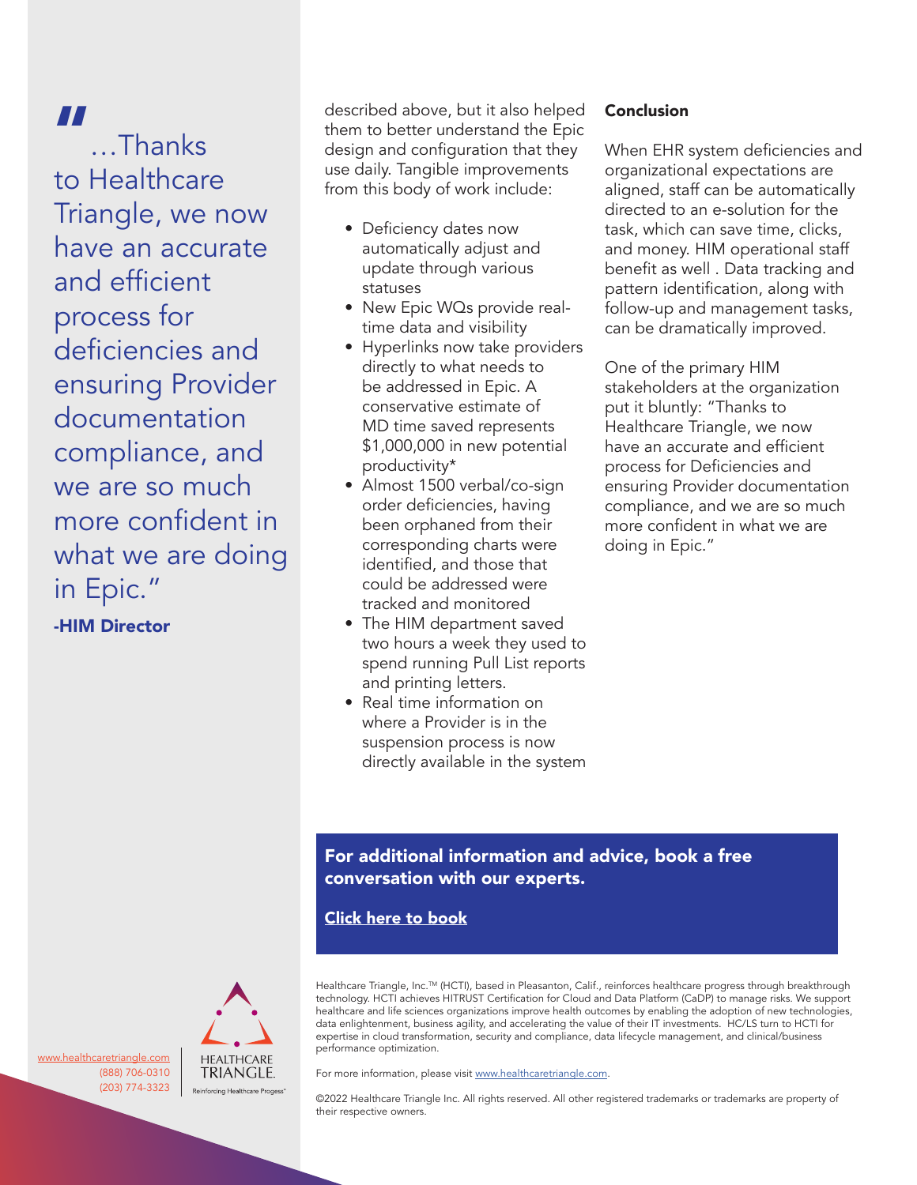> "…Thanks to Healthcare Triangle, we now have an accurate and efficient process for deficiencies and ensuring Provider documentation compliance, and we are so much more confident in what we are doing in Epic."
>
> **-HIM Director**

described above, but it also helped them to better understand the Epic design and configuration that they use daily. Tangible improvements from this body of work include:

- Deficiency dates now automatically adjust and update through various statuses
- New Epic WQs provide real-time data and visibility
- Hyperlinks now take providers directly to what needs to be addressed in Epic. A conservative estimate of MD time saved represents $1,000,000 in new potential productivity*
- Almost 1500 verbal/co-sign order deficiencies, having been orphaned from their corresponding charts were identified, and those that could be addressed were tracked and monitored
- The HIM department saved two hours a week they used to spend running Pull List reports and printing letters.
- Real time information on where a Provider is in the suspension process is now directly available in the system

## Conclusion

When EHR system deficiencies and organizational expectations are aligned, staff can be automatically directed to an e-solution for the task, which can save time, clicks, and money. HIM operational staff benefit as well . Data tracking and pattern identification, along with follow-up and management tasks, can be dramatically improved.

One of the primary HIM stakeholders at the organization put it bluntly: "Thanks to Healthcare Triangle, we now have an accurate and efficient process for Deficiencies and ensuring Provider documentation compliance, and we are so much more confident in what we are doing in Epic."

**For additional information and advice, book a free conversation with our experts.**

**[Click here to book]**

Healthcare Triangle, Inc.™ (HCTI), based in Pleasanton, Calif., reinforces healthcare progress through breakthrough technology. HCTI achieves HITRUST Certification for Cloud and Data Platform (CaDP) to manage risks. We support healthcare and life sciences organizations improve health outcomes by enabling the adoption of new technologies, data enlightenment, business agility, and accelerating the value of their IT investments. HC/LS turn to HCTI for expertise in cloud transformation, security and compliance, data lifecycle management, and clinical/business performance optimization.

For more information, please visit www.healthcaretriangle.com.

©2022 Healthcare Triangle Inc. All rights reserved. All other registered trademarks or trademarks are property of their respective owners.

www.healthcaretriangle.com
(888) 706-0310
(203) 774-3323

HEALTHCARE TRIANGLE.
Reinforcing Healthcare Progess™